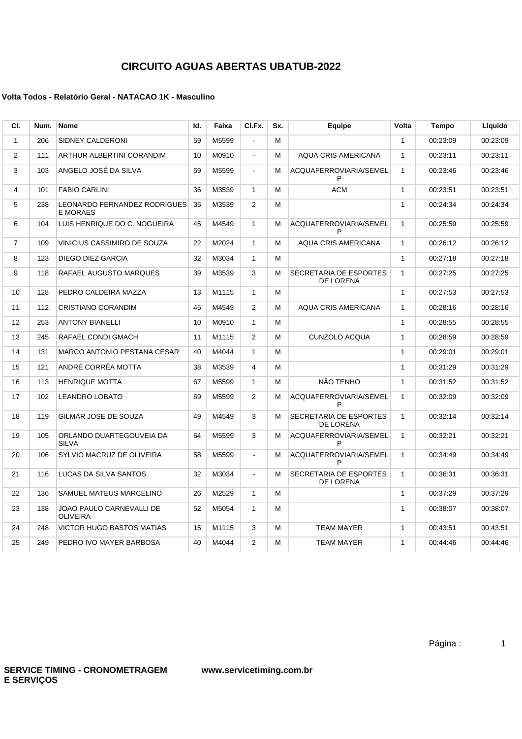# CIRCUITO AGUAS ABERTAS UBATUB-2022

### Volta Todos - Relatório Geral - NATACAO 1K - Masculino

| Cl. | Num. | Nome | Id. | Faixa | Cl.Fx. | Sx. | Equipe | Volta | Tempo | Liquido |
|---|---|---|---|---|---|---|---|---|---|---|
| 1 | 206 | SIDNEY CALDERONI | 59 | M5599 | - | M | | 1 | 00:23:09 | 00:23:09 |
| 2 | 111 | ARTHUR ALBERTINI CORANDIM | 10 | M0910 | - | M | AQUA CRIS AMERICANA | 1 | 00:23:11 | 00:23:11 |
| 3 | 103 | ANGELO JOSÉ DA SILVA | 59 | M5599 | - | M | ACQUAFERROVIARIA/SEMELP | 1 | 00:23:46 | 00:23:46 |
| 4 | 101 | FABIO CARLINI | 36 | M3539 | 1 | M | ACM | 1 | 00:23:51 | 00:23:51 |
| 5 | 238 | LEONARDO FERNANDEZ RODRIGUES E MORAES | 35 | M3539 | 2 | M | | 1 | 00:24:34 | 00:24:34 |
| 6 | 104 | LUIS HENRIQUE DO C. NOGUEIRA | 45 | M4549 | 1 | M | ACQUAFERROVIARIA/SEMELP | 1 | 00:25:59 | 00:25:59 |
| 7 | 109 | VINICIUS CASSIMIRO DE SOUZA | 22 | M2024 | 1 | M | AQUA CRIS AMERICANA | 1 | 00:26:12 | 00:26:12 |
| 8 | 123 | DIEGO DIEZ GARCIA | 32 | M3034 | 1 | M | | 1 | 00:27:18 | 00:27:18 |
| 9 | 118 | RAFAEL AUGUSTO MARQUES | 39 | M3539 | 3 | M | SECRETARIA DE ESPORTES DE LORENA | 1 | 00:27:25 | 00:27:25 |
| 10 | 128 | PEDRO CALDEIRA MAZZA | 13 | M1115 | 1 | M | | 1 | 00:27:53 | 00:27:53 |
| 11 | 112 | CRISTIANO CORANDIM | 45 | M4549 | 2 | M | AQUA CRIS AMERICANA | 1 | 00:28:16 | 00:28:16 |
| 12 | 253 | ANTONY BIANELLI | 10 | M0910 | 1 | M | | 1 | 00:28:55 | 00:28:55 |
| 13 | 245 | RAFAEL CONDI GMACH | 11 | M1115 | 2 | M | CUNZOLO ACQUA | 1 | 00:28:59 | 00:28:59 |
| 14 | 131 | MARCO ANTONIO PESTANA CESAR | 40 | M4044 | 1 | M | | 1 | 00:29:01 | 00:29:01 |
| 15 | 121 | ANDRÉ CORRÊA MOTTA | 38 | M3539 | 4 | M | | 1 | 00:31:29 | 00:31:29 |
| 16 | 113 | HENRIQUE MOTTA | 67 | M5599 | 1 | M | NÃO TENHO | 1 | 00:31:52 | 00:31:52 |
| 17 | 102 | LEANDRO LOBATO | 69 | M5599 | 2 | M | ACQUAFERROVIARIA/SEMELP | 1 | 00:32:09 | 00:32:09 |
| 18 | 119 | GILMAR JOSE DE SOUZA | 49 | M4549 | 3 | M | SECRETARIA DE ESPORTES DE LORENA | 1 | 00:32:14 | 00:32:14 |
| 19 | 105 | ORLANDO DUARTEGOUVEIA DA SILVA | 64 | M5599 | 3 | M | ACQUAFERROVIARIA/SEMELP | 1 | 00:32:21 | 00:32:21 |
| 20 | 106 | SYLVIO MACRUZ DE OLIVEIRA | 58 | M5599 | - | M | ACQUAFERROVIARIA/SEMELP | 1 | 00:34:49 | 00:34:49 |
| 21 | 116 | LUCAS DA SILVA SANTOS | 32 | M3034 | - | M | SECRETARIA DE ESPORTES DE LORENA | 1 | 00:36:31 | 00:36:31 |
| 22 | 136 | SAMUEL MATEUS MARCELINO | 26 | M2529 | 1 | M | | 1 | 00:37:29 | 00:37:29 |
| 23 | 138 | JOAO PAULO CARNEVALLI DE OLIVEIRA | 52 | M5054 | 1 | M | | 1 | 00:38:07 | 00:38:07 |
| 24 | 248 | VICTOR HUGO BASTOS MATIAS | 15 | M1115 | 3 | M | TEAM MAYER | 1 | 00:43:51 | 00:43:51 |
| 25 | 249 | PEDRO IVO MAYER BARBOSA | 40 | M4044 | 2 | M | TEAM MAYER | 1 | 00:44:46 | 00:44:46 |

**SERVICE TIMING - CRONOMETRAGEM E SERVIÇOS** **www.servicetiming.com.br**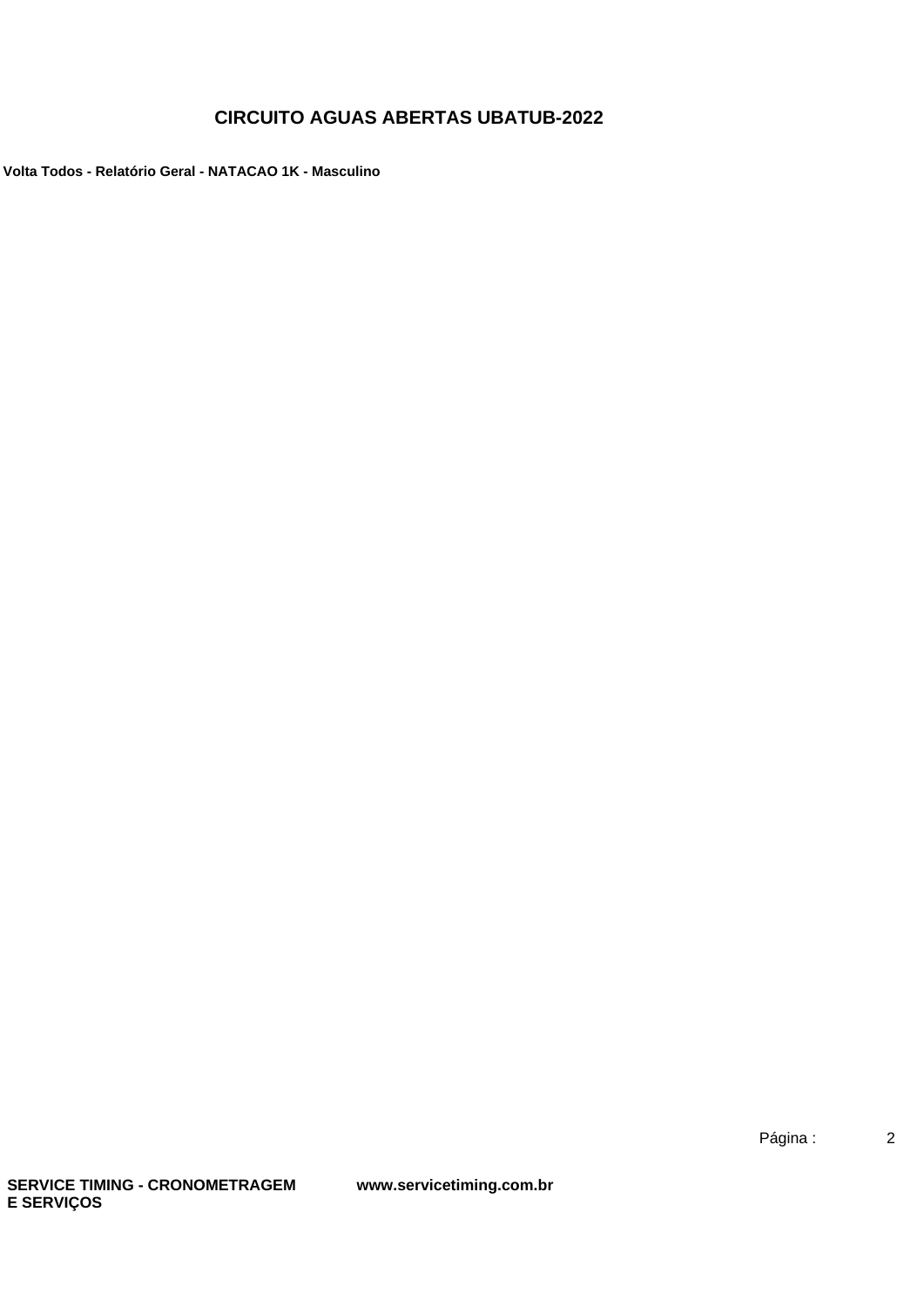# CIRCUITO AGUAS ABERTAS UBATUB-2022

**Volta Todos - Relatório Geral - NATACAO 1K - Masculino**